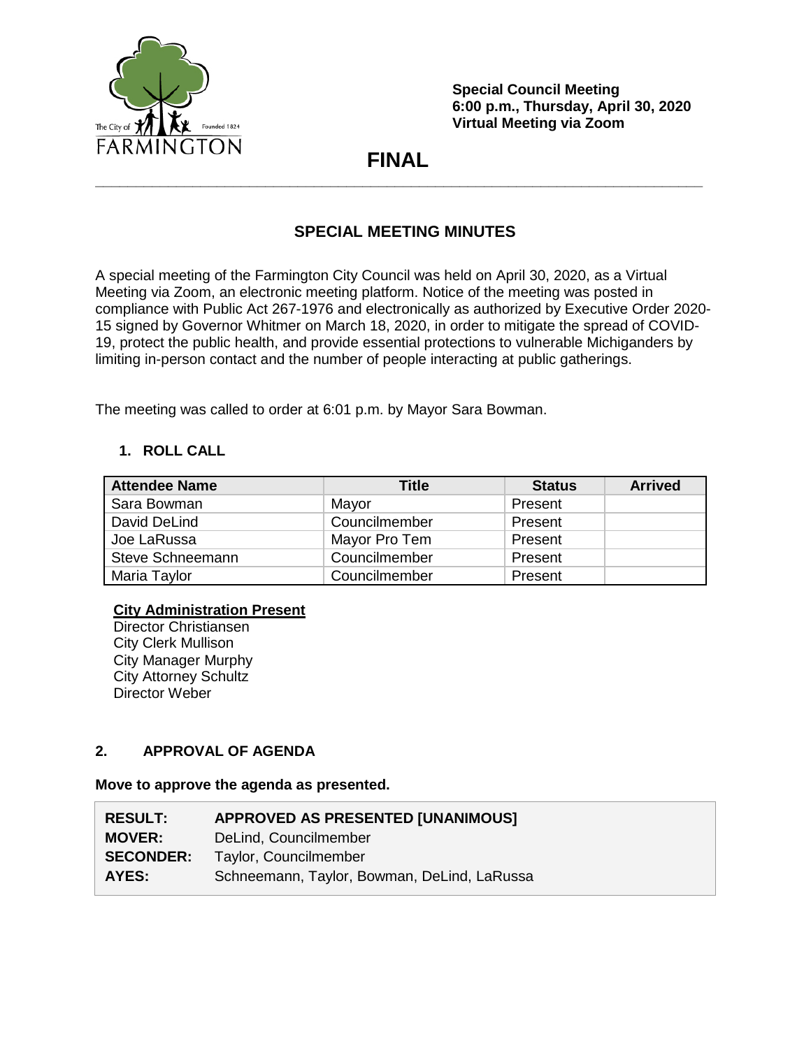The City of FARMINGTON Founded 1824

**Special Council Meeting**
**6:00 p.m., Thursday, April 30, 2020**
**Virtual Meeting via Zoom**

# FINAL

## SPECIAL MEETING MINUTES

A special meeting of the Farmington City Council was held on April 30, 2020, as a Virtual Meeting via Zoom, an electronic meeting platform. Notice of the meeting was posted in compliance with Public Act 267-1976 and electronically as authorized by Executive Order 2020-15 signed by Governor Whitmer on March 18, 2020, in order to mitigate the spread of COVID-19, protect the public health, and provide essential protections to vulnerable Michiganders by limiting in-person contact and the number of people interacting at public gatherings.

The meeting was called to order at 6:01 p.m. by Mayor Sara Bowman.

### 1. ROLL CALL

| Attendee Name | Title | Status | Arrived |
|---|---|---|---|
| Sara Bowman | Mayor | Present | |
| David DeLind | Councilmember | Present | |
| Joe LaRussa | Mayor Pro Tem | Present | |
| Steve Schneemann | Councilmember | Present | |
| Maria Taylor | Councilmember | Present | |

**City Administration Present**
Director Christiansen
City Clerk Mullison
City Manager Murphy
City Attorney Schultz
Director Weber

### 2. APPROVAL OF AGENDA

**Move to approve the agenda as presented.**

| | |
|---|---|
| **RESULT:** | **APPROVED AS PRESENTED [UNANIMOUS]** |
| **MOVER:** | DeLind, Councilmember |
| **SECONDER:** | Taylor, Councilmember |
| **AYES:** | Schneemann, Taylor, Bowman, DeLind, LaRussa |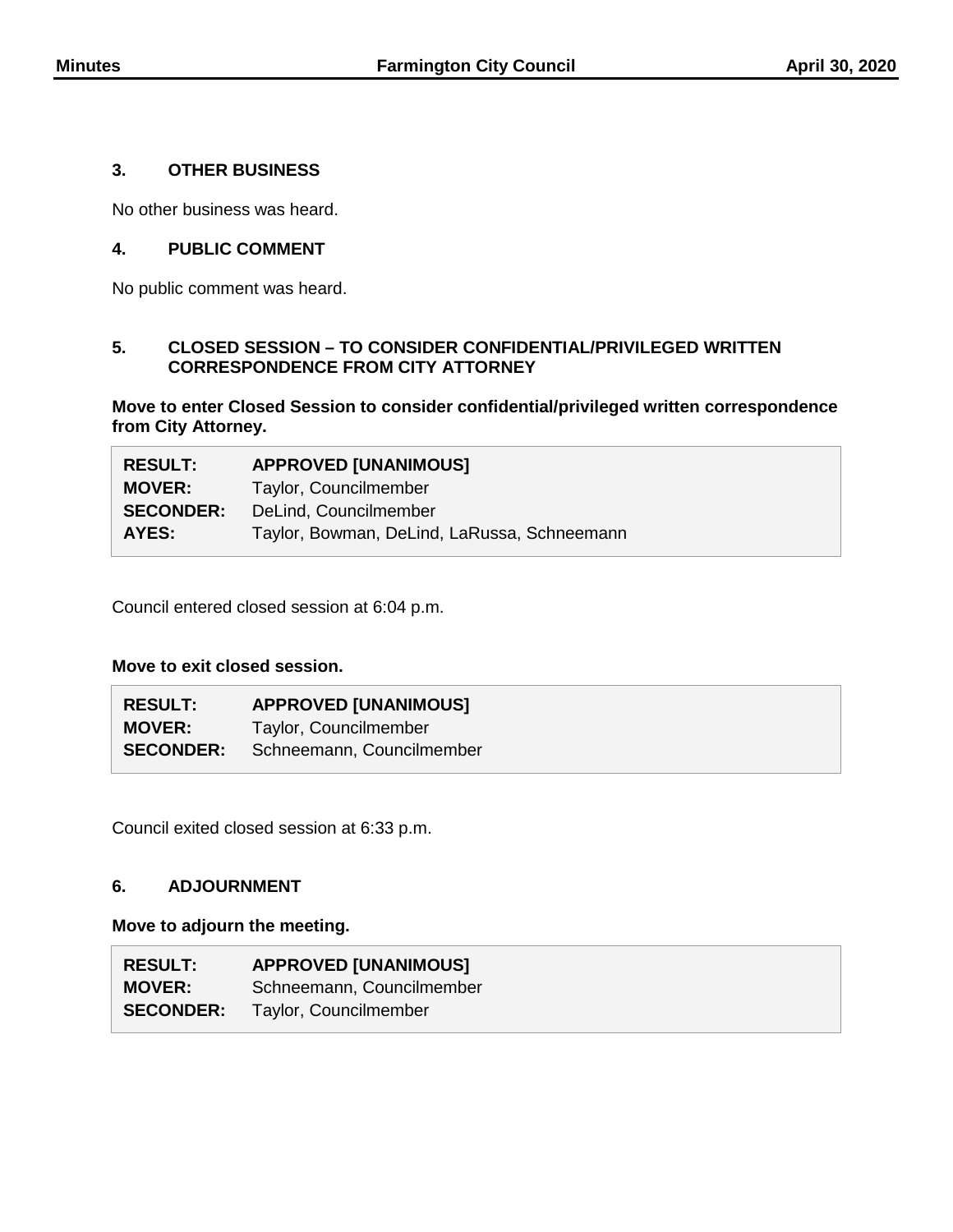## 3. OTHER BUSINESS

No other business was heard.

## 4. PUBLIC COMMENT

No public comment was heard.

## 5. CLOSED SESSION – TO CONSIDER CONFIDENTIAL/PRIVILEGED WRITTEN CORRESPONDENCE FROM CITY ATTORNEY

**Move to enter Closed Session to consider confidential/privileged written correspondence from City Attorney.**

| | |
|---|---|
| **RESULT:** | **APPROVED [UNANIMOUS]** |
| **MOVER:** | Taylor, Councilmember |
| **SECONDER:** | DeLind, Councilmember |
| **AYES:** | Taylor, Bowman, DeLind, LaRussa, Schneemann |

Council entered closed session at 6:04 p.m.

**Move to exit closed session.**

| | |
|---|---|
| **RESULT:** | **APPROVED [UNANIMOUS]** |
| **MOVER:** | Taylor, Councilmember |
| **SECONDER:** | Schneemann, Councilmember |

Council exited closed session at 6:33 p.m.

## 6. ADJOURNMENT

**Move to adjourn the meeting.**

| | |
|---|---|
| **RESULT:** | **APPROVED [UNANIMOUS]** |
| **MOVER:** | Schneemann, Councilmember |
| **SECONDER:** | Taylor, Councilmember |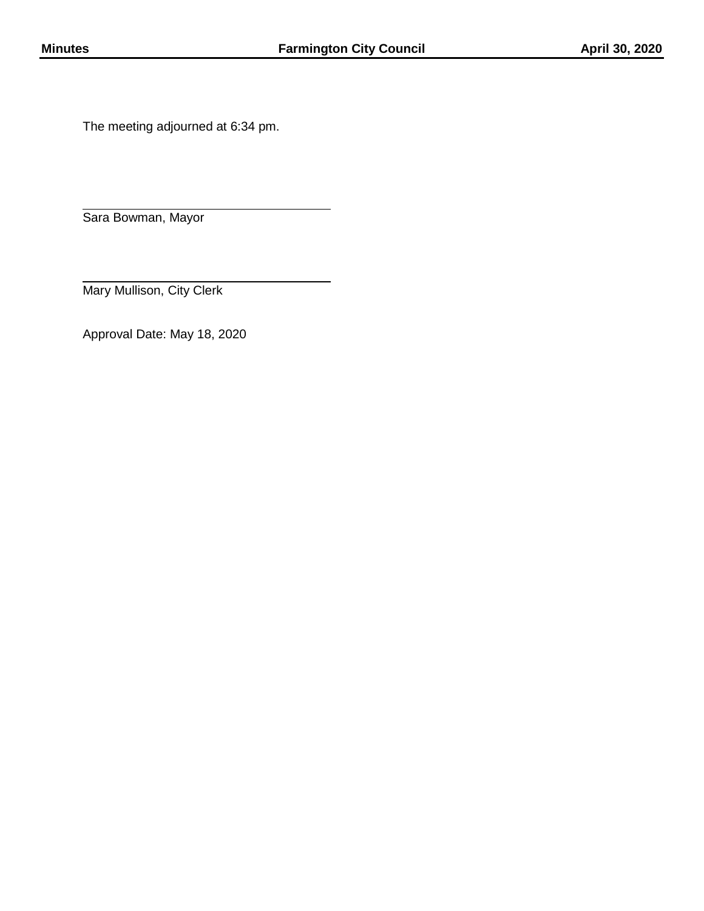The meeting adjourned at 6:34 pm.

Sara Bowman, Mayor

Mary Mullison, City Clerk

Approval Date: May 18, 2020